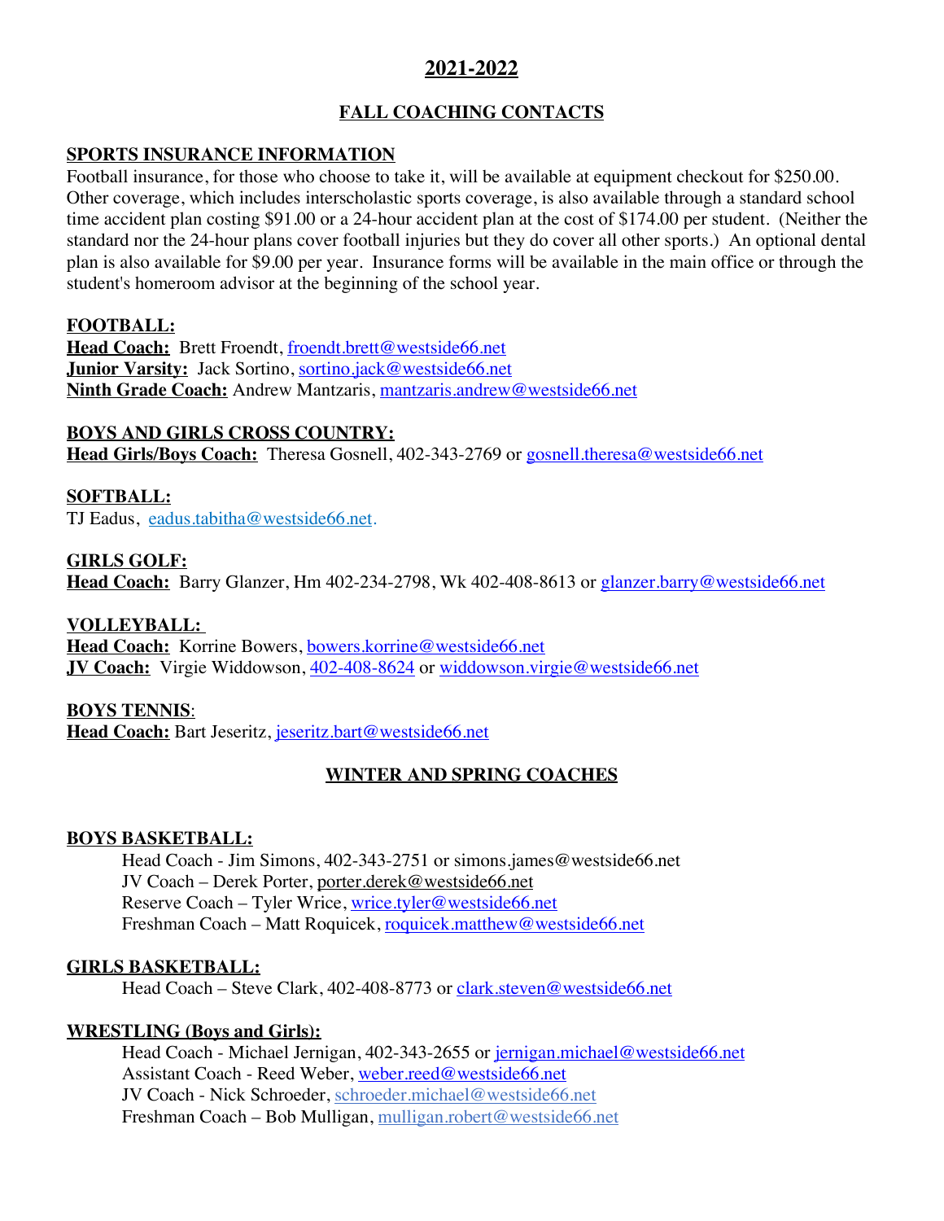# 2021-2022

## FALL COACHING CONTACTS

**SPORTS INSURANCE INFORMATION**

Football insurance, for those who choose to take it, will be available at equipment checkout for $250.00. Other coverage, which includes interscholastic sports coverage, is also available through a standard school time accident plan costing $91.00 or a 24-hour accident plan at the cost of $174.00 per student. (Neither the standard nor the 24-hour plans cover football injuries but they do cover all other sports.) An optional dental plan is also available for $9.00 per year. Insurance forms will be available in the main office or through the student's homeroom advisor at the beginning of the school year.

**FOOTBALL:**
**Head Coach:** Brett Froendt, froendt.brett@westside66.net
**Junior Varsity:** Jack Sortino, sortino.jack@westside66.net
**Ninth Grade Coach:** Andrew Mantzaris, mantzaris.andrew@westside66.net

**BOYS AND GIRLS CROSS COUNTRY:**
**Head Girls/Boys Coach:** Theresa Gosnell, 402-343-2769 or gosnell.theresa@westside66.net

**SOFTBALL:**
TJ Eadus, eadus.tabitha@westside66.net.

**GIRLS GOLF:**
**Head Coach:** Barry Glanzer, Hm 402-234-2798, Wk 402-408-8613 or glanzer.barry@westside66.net

**VOLLEYBALL:**
**Head Coach:** Korrine Bowers, bowers.korrine@westside66.net
**JV Coach:** Virgie Widdowson, 402-408-8624 or widdowson.virgie@westside66.net

**BOYS TENNIS:**
**Head Coach:** Bart Jeseritz, jeseritz.bart@westside66.net

## WINTER AND SPRING COACHES

**BOYS BASKETBALL:**
Head Coach - Jim Simons, 402-343-2751 or simons.james@westside66.net
JV Coach – Derek Porter, porter.derek@westside66.net
Reserve Coach – Tyler Wrice, wrice.tyler@westside66.net
Freshman Coach – Matt Roquicek, roquicek.matthew@westside66.net

**GIRLS BASKETBALL:**
Head Coach – Steve Clark, 402-408-8773 or clark.steven@westside66.net

**WRESTLING (Boys and Girls):**
Head Coach - Michael Jernigan, 402-343-2655 or jernigan.michael@westside66.net
Assistant Coach - Reed Weber, weber.reed@westside66.net
JV Coach - Nick Schroeder, schroeder.michael@westside66.net
Freshman Coach – Bob Mulligan, mulligan.robert@westside66.net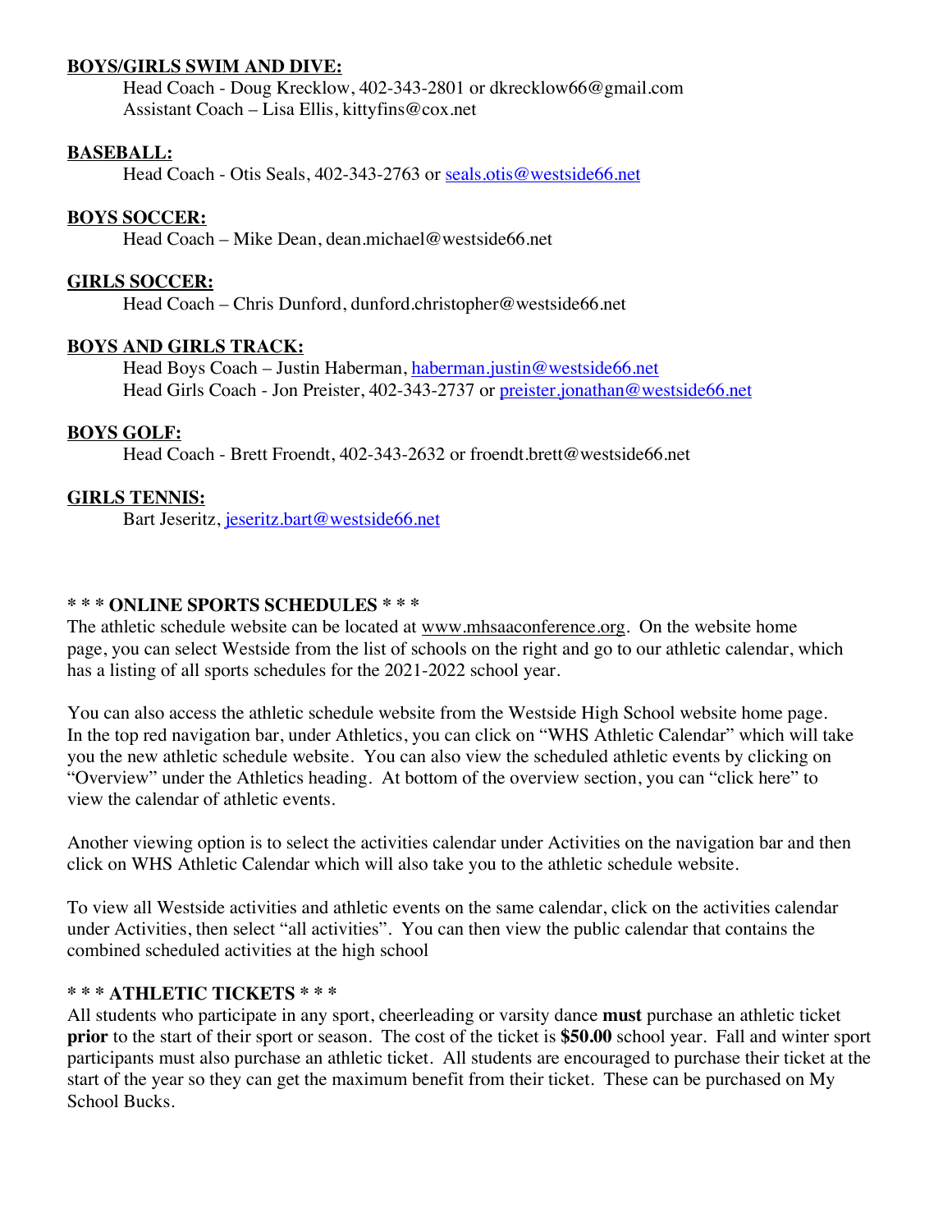**BOYS/GIRLS SWIM AND DIVE:**

Head Coach - Doug Krecklow, 402-343-2801 or dkrecklow66@gmail.com
Assistant Coach – Lisa Ellis, kittyfins@cox.net

**BASEBALL:**

Head Coach - Otis Seals, 402-343-2763 or seals.otis@westside66.net

**BOYS SOCCER:**

Head Coach – Mike Dean, dean.michael@westside66.net

**GIRLS SOCCER:**

Head Coach – Chris Dunford, dunford.christopher@westside66.net

**BOYS AND GIRLS TRACK:**

Head Boys Coach – Justin Haberman, haberman.justin@westside66.net
Head Girls Coach - Jon Preister, 402-343-2737 or preister.jonathan@westside66.net

**BOYS GOLF:**

Head Coach - Brett Froendt, 402-343-2632 or froendt.brett@westside66.net

**GIRLS TENNIS:**

Bart Jeseritz, jeseritz.bart@westside66.net

**\* \* \* ONLINE SPORTS SCHEDULES \* \* \***

The athletic schedule website can be located at www.mhsaaconference.org. On the website home page, you can select Westside from the list of schools on the right and go to our athletic calendar, which has a listing of all sports schedules for the 2021-2022 school year.

You can also access the athletic schedule website from the Westside High School website home page. In the top red navigation bar, under Athletics, you can click on "WHS Athletic Calendar" which will take you the new athletic schedule website. You can also view the scheduled athletic events by clicking on "Overview" under the Athletics heading. At bottom of the overview section, you can "click here" to view the calendar of athletic events.

Another viewing option is to select the activities calendar under Activities on the navigation bar and then click on WHS Athletic Calendar which will also take you to the athletic schedule website.

To view all Westside activities and athletic events on the same calendar, click on the activities calendar under Activities, then select "all activities". You can then view the public calendar that contains the combined scheduled activities at the high school

**\* \* \* ATHLETIC TICKETS \* \* \***

All students who participate in any sport, cheerleading or varsity dance **must** purchase an athletic ticket **prior** to the start of their sport or season. The cost of the ticket is **$50.00** school year. Fall and winter sport participants must also purchase an athletic ticket. All students are encouraged to purchase their ticket at the start of the year so they can get the maximum benefit from their ticket. These can be purchased on My School Bucks.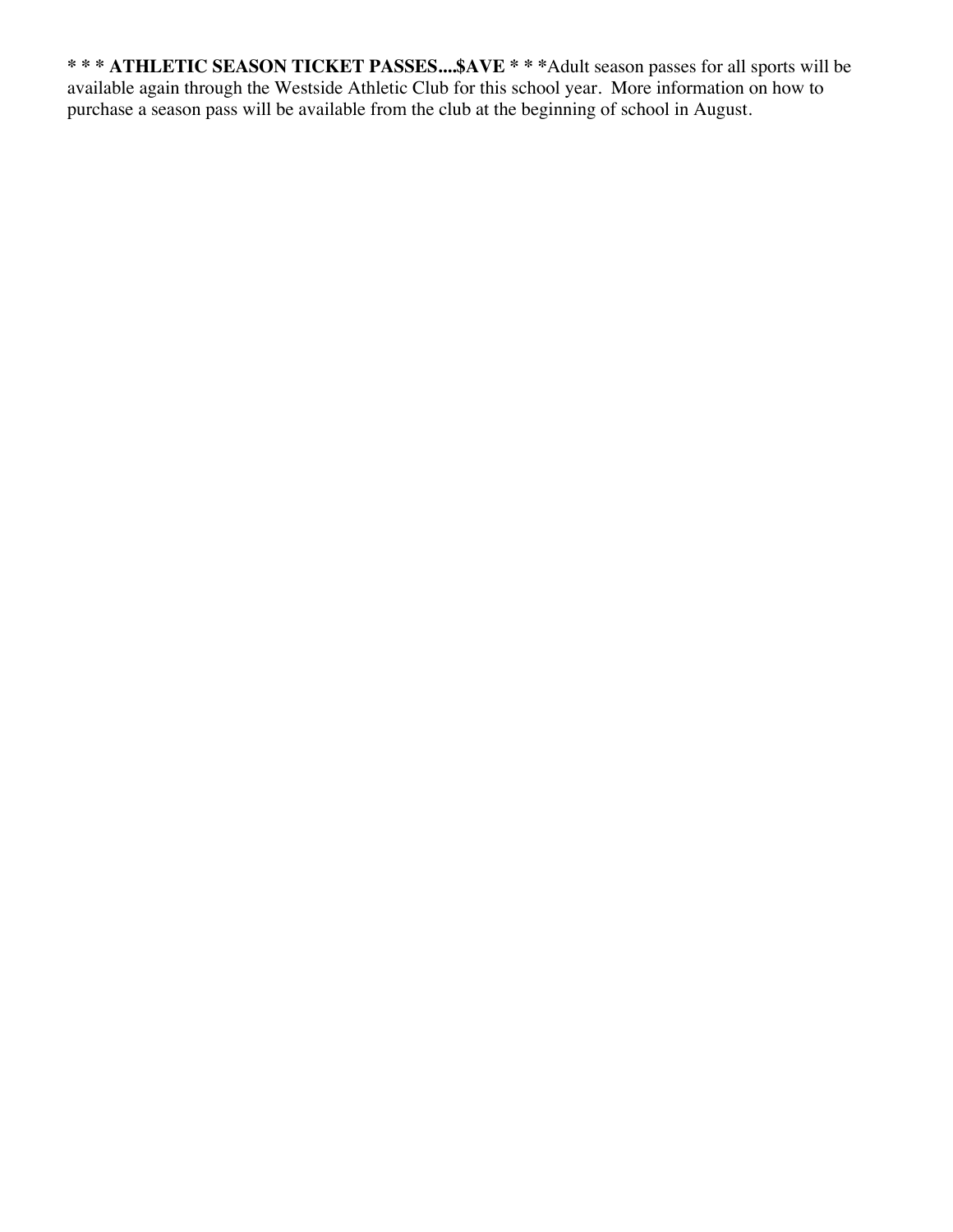**\* \* \* ATHLETIC SEASON TICKET PASSES....$AVE \* \* \***Adult season passes for all sports will be available again through the Westside Athletic Club for this school year. More information on how to purchase a season pass will be available from the club at the beginning of school in August.